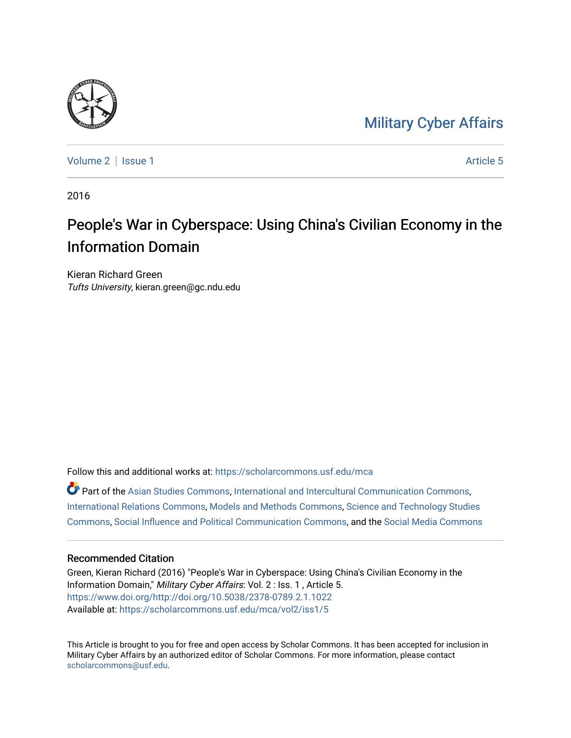# Military Cyber Affairs

Volume 2 | Issue 1 Article 5

2016

# People's War in Cyberspace: Using China's Civilian Economy in the Information Domain

Kieran Richard Green
*Tufts University*, kieran.green@gc.ndu.edu

Follow this and additional works at: https://scholarcommons.usf.edu/mca

Part of the Asian Studies Commons, International and Intercultural Communication Commons, International Relations Commons, Models and Methods Commons, Science and Technology Studies Commons, Social Influence and Political Communication Commons, and the Social Media Commons

### Recommended Citation

Green, Kieran Richard (2016) "People's War in Cyberspace: Using China's Civilian Economy in the Information Domain," *Military Cyber Affairs*: Vol. 2 : Iss. 1 , Article 5.
https://www.doi.org/http://doi.org/10.5038/2378-0789.2.1.1022
Available at: https://scholarcommons.usf.edu/mca/vol2/iss1/5

This Article is brought to you for free and open access by Scholar Commons. It has been accepted for inclusion in Military Cyber Affairs by an authorized editor of Scholar Commons. For more information, please contact scholarcommons@usf.edu.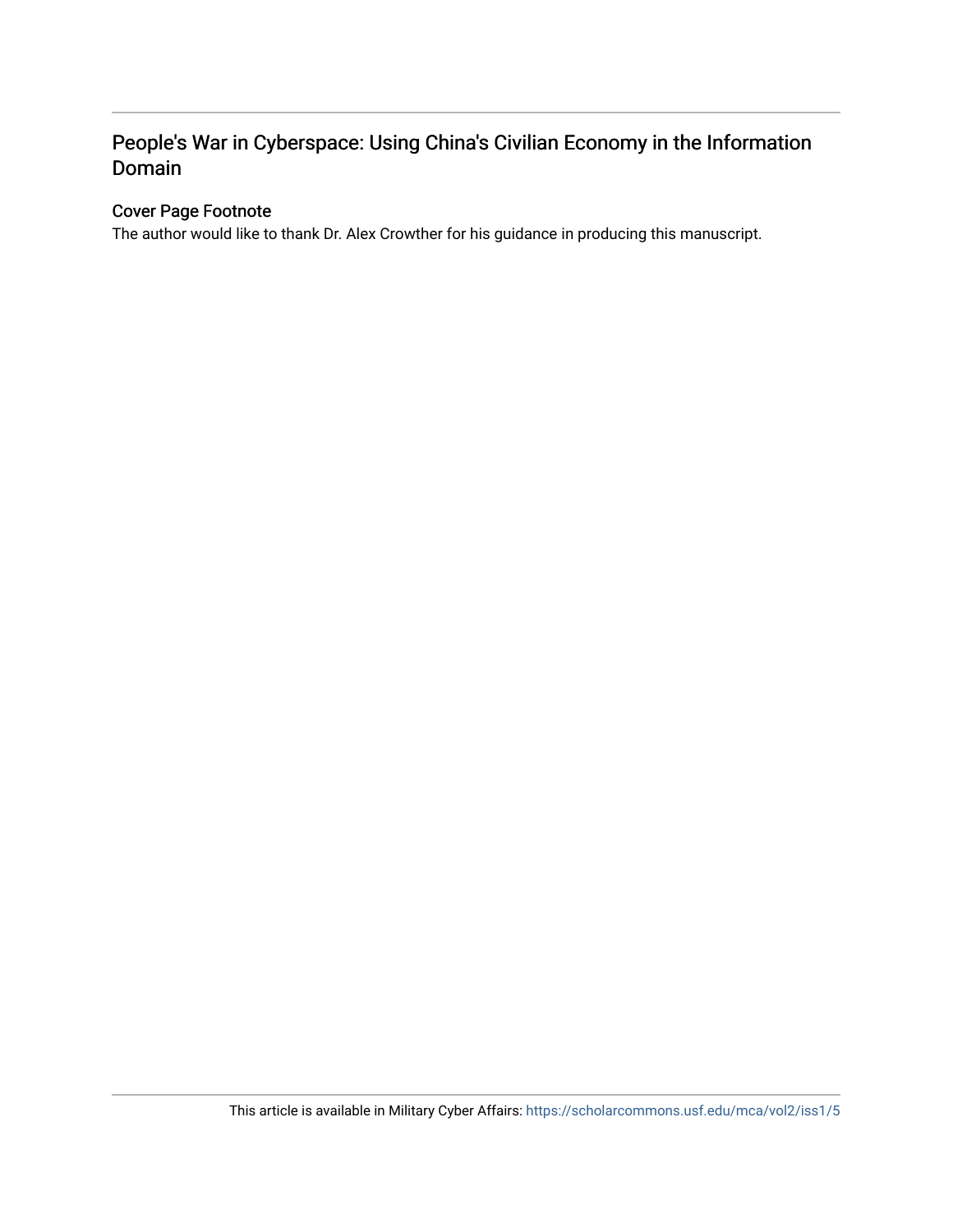# People's War in Cyberspace: Using China's Civilian Economy in the Information Domain

## Cover Page Footnote

The author would like to thank Dr. Alex Crowther for his guidance in producing this manuscript.

This article is available in Military Cyber Affairs: https://scholarcommons.usf.edu/mca/vol2/iss1/5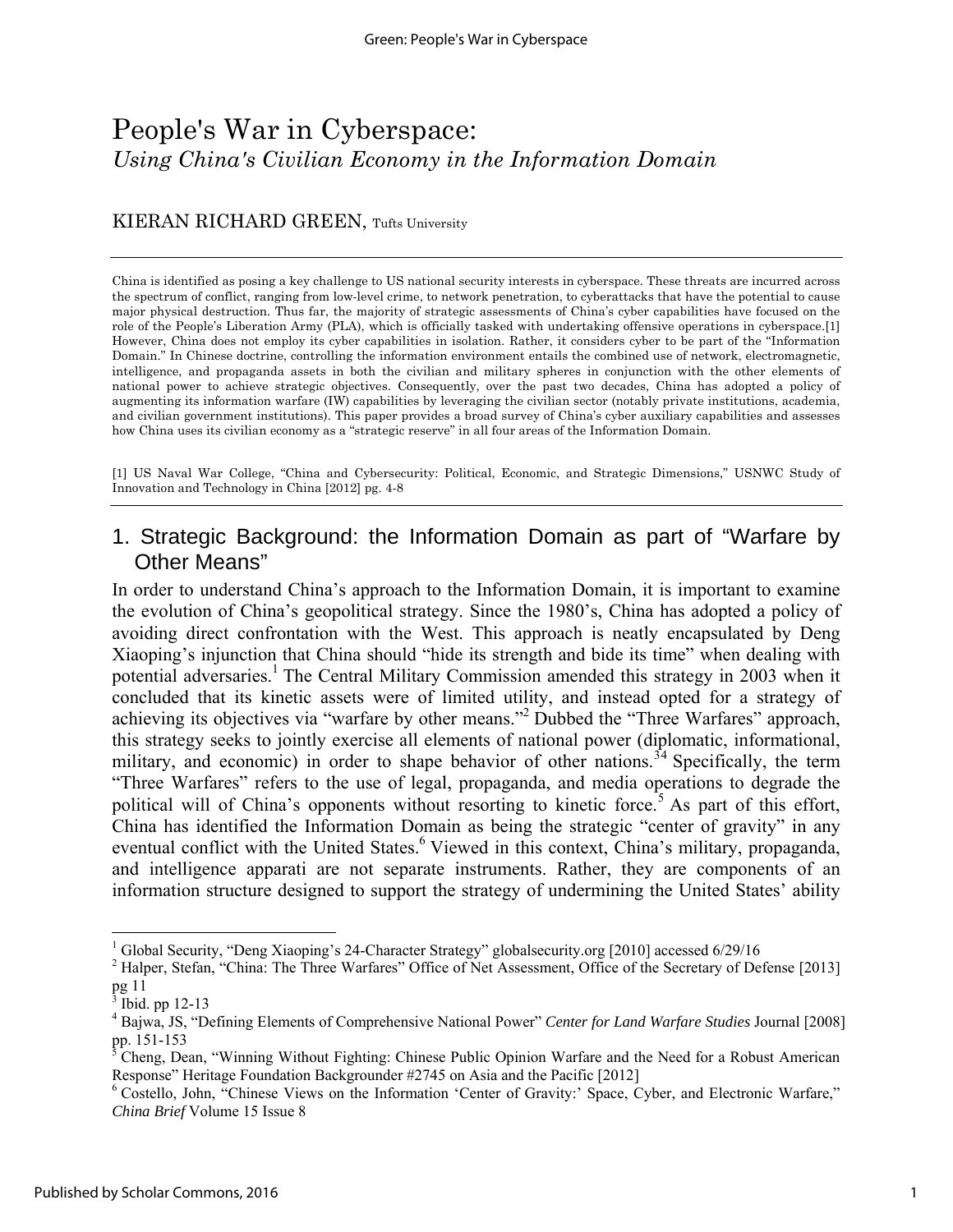# People's War in Cyberspace:

*Using China's Civilian Economy in the Information Domain*

KIERAN RICHARD GREEN, Tufts University

China is identified as posing a key challenge to US national security interests in cyberspace. These threats are incurred across the spectrum of conflict, ranging from low-level crime, to network penetration, to cyberattacks that have the potential to cause major physical destruction. Thus far, the majority of strategic assessments of China's cyber capabilities have focused on the role of the People's Liberation Army (PLA), which is officially tasked with undertaking offensive operations in cyberspace.[1] However, China does not employ its cyber capabilities in isolation. Rather, it considers cyber to be part of the "Information Domain." In Chinese doctrine, controlling the information environment entails the combined use of network, electromagnetic, intelligence, and propaganda assets in both the civilian and military spheres in conjunction with the other elements of national power to achieve strategic objectives. Consequently, over the past two decades, China has adopted a policy of augmenting its information warfare (IW) capabilities by leveraging the civilian sector (notably private institutions, academia, and civilian government institutions). This paper provides a broad survey of China's cyber auxiliary capabilities and assesses how China uses its civilian economy as a "strategic reserve" in all four areas of the Information Domain.

[1] US Naval War College, "China and Cybersecurity: Political, Economic, and Strategic Dimensions," USNWC Study of Innovation and Technology in China [2012] pg. 4-8

## 1. Strategic Background: the Information Domain as part of "Warfare by Other Means"

In order to understand China's approach to the Information Domain, it is important to examine the evolution of China's geopolitical strategy. Since the 1980's, China has adopted a policy of avoiding direct confrontation with the West. This approach is neatly encapsulated by Deng Xiaoping's injunction that China should "hide its strength and bide its time" when dealing with potential adversaries.[1] The Central Military Commission amended this strategy in 2003 when it concluded that its kinetic assets were of limited utility, and instead opted for a strategy of achieving its objectives via "warfare by other means."[2] Dubbed the "Three Warfares" approach, this strategy seeks to jointly exercise all elements of national power (diplomatic, informational, military, and economic) in order to shape behavior of other nations.[3][4] Specifically, the term "Three Warfares" refers to the use of legal, propaganda, and media operations to degrade the political will of China's opponents without resorting to kinetic force.[5] As part of this effort, China has identified the Information Domain as being the strategic "center of gravity" in any eventual conflict with the United States.[6] Viewed in this context, China's military, propaganda, and intelligence apparati are not separate instruments. Rather, they are components of an information structure designed to support the strategy of undermining the United States' ability

[1] Global Security, "Deng Xiaoping's 24-Character Strategy" globalsecurity.org [2010] accessed 6/29/16

[2] Halper, Stefan, "China: The Three Warfares" Office of Net Assessment, Office of the Secretary of Defense [2013] pg 11

[3] Ibid. pp 12-13

[4] Bajwa, JS, "Defining Elements of Comprehensive National Power" *Center for Land Warfare Studies* Journal [2008] pp. 151-153

[5] Cheng, Dean, "Winning Without Fighting: Chinese Public Opinion Warfare and the Need for a Robust American Response" Heritage Foundation Backgrounder #2745 on Asia and the Pacific [2012]

[6] Costello, John, "Chinese Views on the Information 'Center of Gravity:' Space, Cyber, and Electronic Warfare," *China Brief* Volume 15 Issue 8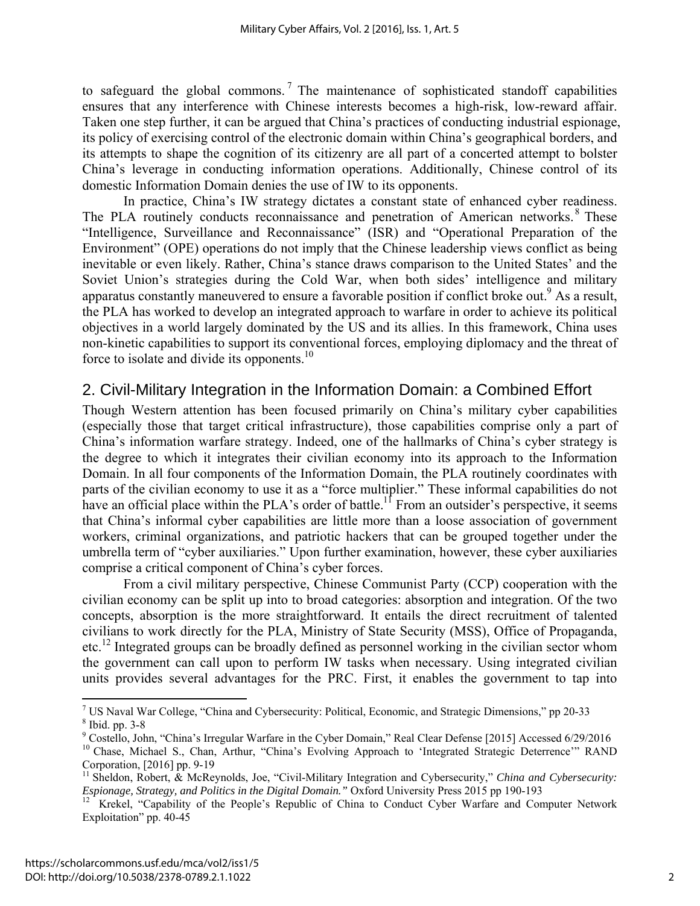to safeguard the global commons.[7] The maintenance of sophisticated standoff capabilities ensures that any interference with Chinese interests becomes a high-risk, low-reward affair. Taken one step further, it can be argued that China's practices of conducting industrial espionage, its policy of exercising control of the electronic domain within China's geographical borders, and its attempts to shape the cognition of its citizenry are all part of a concerted attempt to bolster China's leverage in conducting information operations. Additionally, Chinese control of its domestic Information Domain denies the use of IW to its opponents.

In practice, China's IW strategy dictates a constant state of enhanced cyber readiness. The PLA routinely conducts reconnaissance and penetration of American networks.[8] These "Intelligence, Surveillance and Reconnaissance" (ISR) and "Operational Preparation of the Environment" (OPE) operations do not imply that the Chinese leadership views conflict as being inevitable or even likely. Rather, China's stance draws comparison to the United States' and the Soviet Union's strategies during the Cold War, when both sides' intelligence and military apparatus constantly maneuvered to ensure a favorable position if conflict broke out.[9] As a result, the PLA has worked to develop an integrated approach to warfare in order to achieve its political objectives in a world largely dominated by the US and its allies. In this framework, China uses non-kinetic capabilities to support its conventional forces, employing diplomacy and the threat of force to isolate and divide its opponents.[10]

## 2. Civil-Military Integration in the Information Domain: a Combined Effort

Though Western attention has been focused primarily on China's military cyber capabilities (especially those that target critical infrastructure), those capabilities comprise only a part of China's information warfare strategy. Indeed, one of the hallmarks of China's cyber strategy is the degree to which it integrates their civilian economy into its approach to the Information Domain. In all four components of the Information Domain, the PLA routinely coordinates with parts of the civilian economy to use it as a "force multiplier." These informal capabilities do not have an official place within the PLA's order of battle.[11] From an outsider's perspective, it seems that China's informal cyber capabilities are little more than a loose association of government workers, criminal organizations, and patriotic hackers that can be grouped together under the umbrella term of "cyber auxiliaries." Upon further examination, however, these cyber auxiliaries comprise a critical component of China's cyber forces.

From a civil military perspective, Chinese Communist Party (CCP) cooperation with the civilian economy can be split up into to broad categories: absorption and integration. Of the two concepts, absorption is the more straightforward. It entails the direct recruitment of talented civilians to work directly for the PLA, Ministry of State Security (MSS), Office of Propaganda, etc.[12] Integrated groups can be broadly defined as personnel working in the civilian sector whom the government can call upon to perform IW tasks when necessary. Using integrated civilian units provides several advantages for the PRC. First, it enables the government to tap into

---

[7] US Naval War College, "China and Cybersecurity: Political, Economic, and Strategic Dimensions," pp 20-33

[8] Ibid. pp. 3-8

[9] Costello, John, "China's Irregular Warfare in the Cyber Domain," Real Clear Defense [2015] Accessed 6/29/2016

[10] Chase, Michael S., Chan, Arthur, "China's Evolving Approach to 'Integrated Strategic Deterrence'" RAND Corporation, [2016] pp. 9-19

[11] Sheldon, Robert, & McReynolds, Joe, "Civil-Military Integration and Cybersecurity," *China and Cybersecurity: Espionage, Strategy, and Politics in the Digital Domain."* Oxford University Press 2015 pp 190-193

[12] Krekel, "Capability of the People's Republic of China to Conduct Cyber Warfare and Computer Network Exploitation" pp. 40-45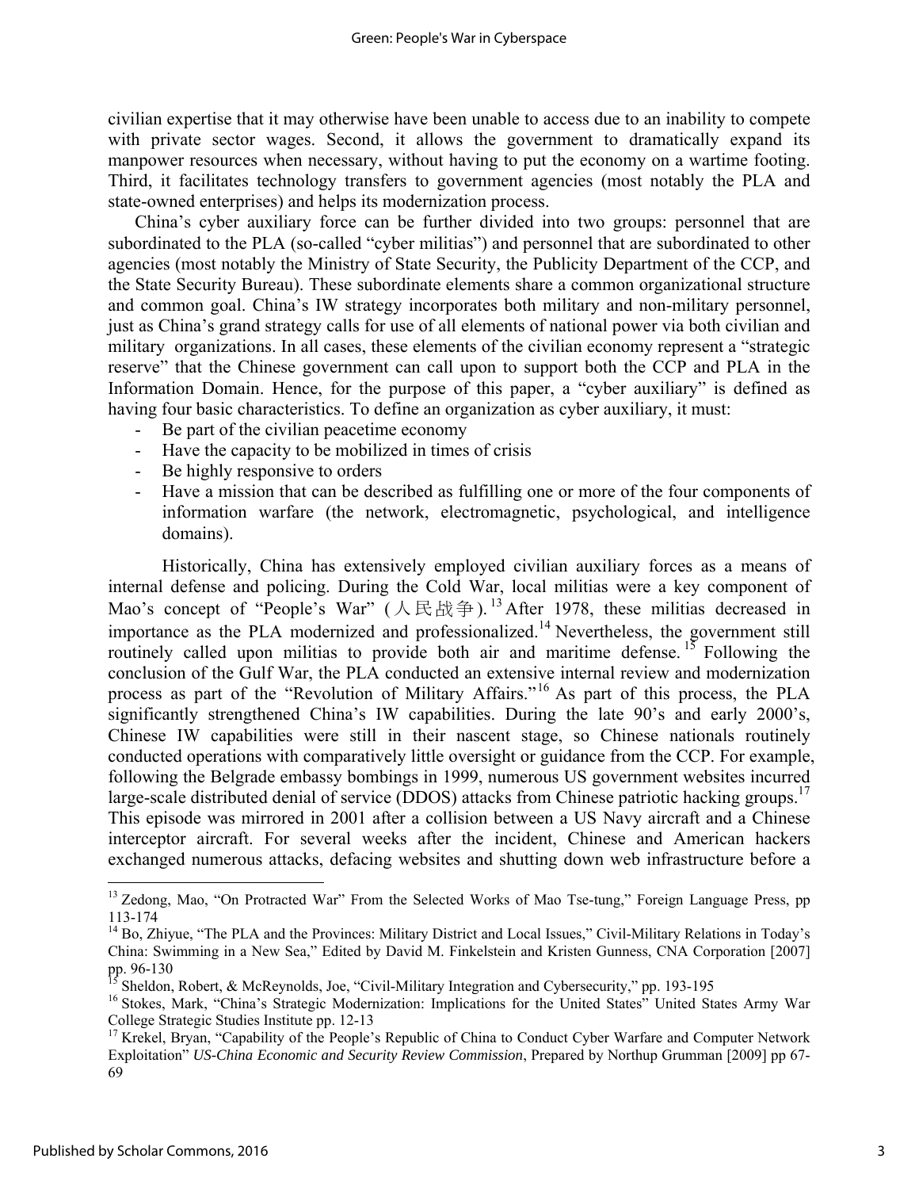civilian expertise that it may otherwise have been unable to access due to an inability to compete with private sector wages. Second, it allows the government to dramatically expand its manpower resources when necessary, without having to put the economy on a wartime footing. Third, it facilitates technology transfers to government agencies (most notably the PLA and state-owned enterprises) and helps its modernization process.

China's cyber auxiliary force can be further divided into two groups: personnel that are subordinated to the PLA (so-called "cyber militias") and personnel that are subordinated to other agencies (most notably the Ministry of State Security, the Publicity Department of the CCP, and the State Security Bureau). These subordinate elements share a common organizational structure and common goal. China's IW strategy incorporates both military and non-military personnel, just as China's grand strategy calls for use of all elements of national power via both civilian and military organizations. In all cases, these elements of the civilian economy represent a "strategic reserve" that the Chinese government can call upon to support both the CCP and PLA in the Information Domain. Hence, for the purpose of this paper, a "cyber auxiliary" is defined as having four basic characteristics. To define an organization as cyber auxiliary, it must:

- Be part of the civilian peacetime economy
- Have the capacity to be mobilized in times of crisis
- Be highly responsive to orders
- Have a mission that can be described as fulfilling one or more of the four components of information warfare (the network, electromagnetic, psychological, and intelligence domains).

Historically, China has extensively employed civilian auxiliary forces as a means of internal defense and policing. During the Cold War, local militias were a key component of Mao's concept of "People's War" (人民战争).[13] After 1978, these militias decreased in importance as the PLA modernized and professionalized.[14] Nevertheless, the government still routinely called upon militias to provide both air and maritime defense.[15] Following the conclusion of the Gulf War, the PLA conducted an extensive internal review and modernization process as part of the "Revolution of Military Affairs."[16] As part of this process, the PLA significantly strengthened China's IW capabilities. During the late 90's and early 2000's, Chinese IW capabilities were still in their nascent stage, so Chinese nationals routinely conducted operations with comparatively little oversight or guidance from the CCP. For example, following the Belgrade embassy bombings in 1999, numerous US government websites incurred large-scale distributed denial of service (DDOS) attacks from Chinese patriotic hacking groups.[17] This episode was mirrored in 2001 after a collision between a US Navy aircraft and a Chinese interceptor aircraft. For several weeks after the incident, Chinese and American hackers exchanged numerous attacks, defacing websites and shutting down web infrastructure before a

---

[13] Zedong, Mao, "On Protracted War" From the Selected Works of Mao Tse-tung," Foreign Language Press, pp 113-174

[14] Bo, Zhiyue, "The PLA and the Provinces: Military District and Local Issues," Civil-Military Relations in Today's China: Swimming in a New Sea," Edited by David M. Finkelstein and Kristen Gunness, CNA Corporation [2007] pp. 96-130

[15] Sheldon, Robert, & McReynolds, Joe, "Civil-Military Integration and Cybersecurity," pp. 193-195

[16] Stokes, Mark, "China's Strategic Modernization: Implications for the United States" United States Army War College Strategic Studies Institute pp. 12-13

[17] Krekel, Bryan, "Capability of the People's Republic of China to Conduct Cyber Warfare and Computer Network Exploitation" *US-China Economic and Security Review Commission*, Prepared by Northup Grumman [2009] pp 67-69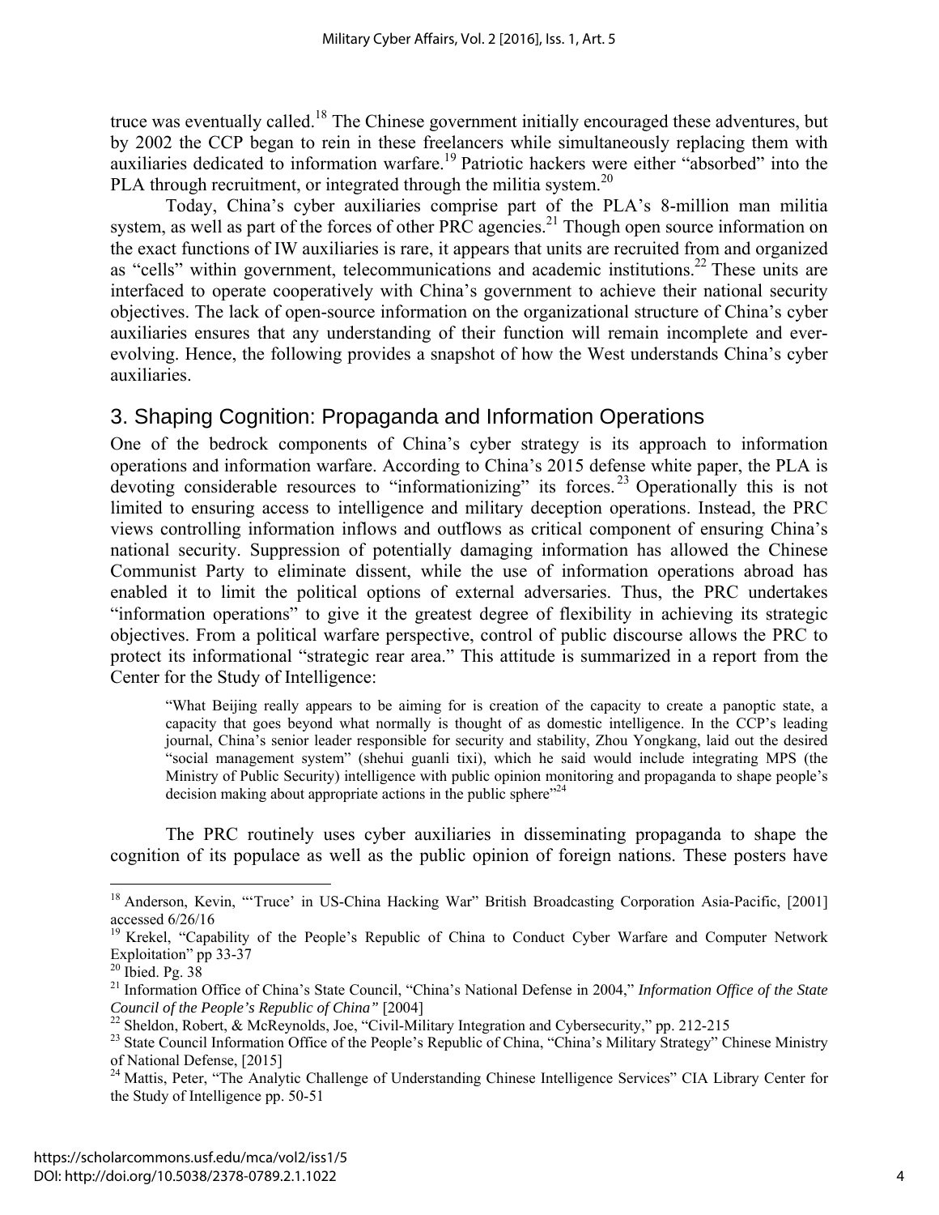truce was eventually called.[18] The Chinese government initially encouraged these adventures, but by 2002 the CCP began to rein in these freelancers while simultaneously replacing them with auxiliaries dedicated to information warfare.[19] Patriotic hackers were either "absorbed" into the PLA through recruitment, or integrated through the militia system.[20]

Today, China's cyber auxiliaries comprise part of the PLA's 8-million man militia system, as well as part of the forces of other PRC agencies.[21] Though open source information on the exact functions of IW auxiliaries is rare, it appears that units are recruited from and organized as "cells" within government, telecommunications and academic institutions.[22] These units are interfaced to operate cooperatively with China's government to achieve their national security objectives. The lack of open-source information on the organizational structure of China's cyber auxiliaries ensures that any understanding of their function will remain incomplete and ever-evolving. Hence, the following provides a snapshot of how the West understands China's cyber auxiliaries.

## 3. Shaping Cognition: Propaganda and Information Operations

One of the bedrock components of China's cyber strategy is its approach to information operations and information warfare. According to China's 2015 defense white paper, the PLA is devoting considerable resources to "informationizing" its forces.[23] Operationally this is not limited to ensuring access to intelligence and military deception operations. Instead, the PRC views controlling information inflows and outflows as critical component of ensuring China's national security. Suppression of potentially damaging information has allowed the Chinese Communist Party to eliminate dissent, while the use of information operations abroad has enabled it to limit the political options of external adversaries. Thus, the PRC undertakes "information operations" to give it the greatest degree of flexibility in achieving its strategic objectives. From a political warfare perspective, control of public discourse allows the PRC to protect its informational "strategic rear area." This attitude is summarized in a report from the Center for the Study of Intelligence:

> "What Beijing really appears to be aiming for is creation of the capacity to create a panoptic state, a capacity that goes beyond what normally is thought of as domestic intelligence. In the CCP's leading journal, China's senior leader responsible for security and stability, Zhou Yongkang, laid out the desired "social management system" (shehui guanli tixi), which he said would include integrating MPS (the Ministry of Public Security) intelligence with public opinion monitoring and propaganda to shape people's decision making about appropriate actions in the public sphere"[24]

The PRC routinely uses cyber auxiliaries in disseminating propaganda to shape the cognition of its populace as well as the public opinion of foreign nations. These posters have

---

[18] Anderson, Kevin, "'Truce' in US-China Hacking War" British Broadcasting Corporation Asia-Pacific, [2001] accessed 6/26/16

[19] Krekel, "Capability of the People's Republic of China to Conduct Cyber Warfare and Computer Network Exploitation" pp 33-37

[20] Ibied. Pg. 38

[21] Information Office of China's State Council, "China's National Defense in 2004," *Information Office of the State Council of the People's Republic of China"* [2004]

[22] Sheldon, Robert, & McReynolds, Joe, "Civil-Military Integration and Cybersecurity," pp. 212-215

[23] State Council Information Office of the People's Republic of China, "China's Military Strategy" Chinese Ministry of National Defense, [2015]

[24] Mattis, Peter, "The Analytic Challenge of Understanding Chinese Intelligence Services" CIA Library Center for the Study of Intelligence pp. 50-51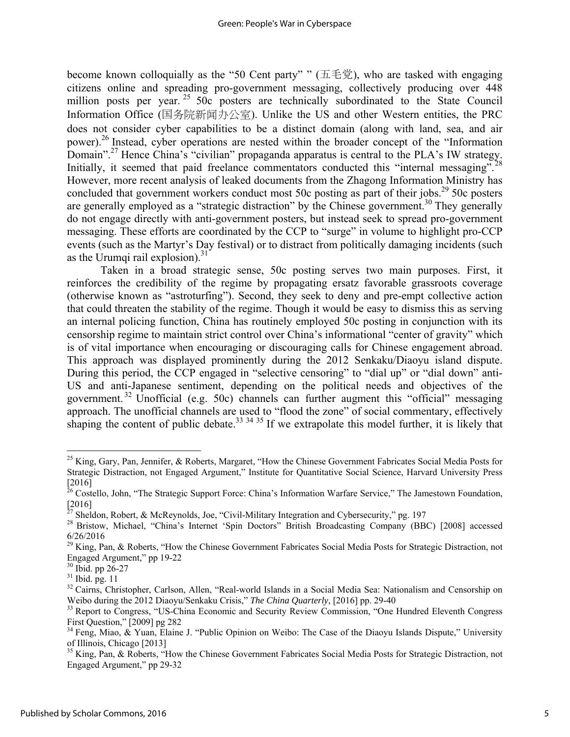become known colloquially as the "50 Cent party" " (五毛党), who are tasked with engaging citizens online and spreading pro-government messaging, collectively producing over 448 million posts per year.[25] 50c posters are technically subordinated to the State Council Information Office (国务院新闻办公室). Unlike the US and other Western entities, the PRC does not consider cyber capabilities to be a distinct domain (along with land, sea, and air power).[26] Instead, cyber operations are nested within the broader concept of the "Information Domain".[27] Hence China's "civilian" propaganda apparatus is central to the PLA's IW strategy. Initially, it seemed that paid freelance commentators conducted this "internal messaging".[28] However, more recent analysis of leaked documents from the Zhagong Information Ministry has concluded that government workers conduct most 50c posting as part of their jobs.[29] 50c posters are generally employed as a "strategic distraction" by the Chinese government.[30] They generally do not engage directly with anti-government posters, but instead seek to spread pro-government messaging. These efforts are coordinated by the CCP to "surge" in volume to highlight pro-CCP events (such as the Martyr's Day festival) or to distract from politically damaging incidents (such as the Urumqi rail explosion).[31]

Taken in a broad strategic sense, 50c posting serves two main purposes. First, it reinforces the credibility of the regime by propagating ersatz favorable grassroots coverage (otherwise known as "astroturfing"). Second, they seek to deny and pre-empt collective action that could threaten the stability of the regime. Though it would be easy to dismiss this as serving an internal policing function, China has routinely employed 50c posting in conjunction with its censorship regime to maintain strict control over China's informational "center of gravity" which is of vital importance when encouraging or discouraging calls for Chinese engagement abroad. This approach was displayed prominently during the 2012 Senkaku/Diaoyu island dispute. During this period, the CCP engaged in "selective censoring" to "dial up" or "dial down" anti-US and anti-Japanese sentiment, depending on the political needs and objectives of the government.[32] Unofficial (e.g. 50c) channels can further augment this "official" messaging approach. The unofficial channels are used to "flood the zone" of social commentary, effectively shaping the content of public debate.[33] [34] [35] If we extrapolate this model further, it is likely that

---

[25] King, Gary, Pan, Jennifer, & Roberts, Margaret, "How the Chinese Government Fabricates Social Media Posts for Strategic Distraction, not Engaged Argument," Institute for Quantitative Social Science, Harvard University Press [2016]

[26] Costello, John, "The Strategic Support Force: China's Information Warfare Service," The Jamestown Foundation, [2016]

[27] Sheldon, Robert, & McReynolds, Joe, "Civil-Military Integration and Cybersecurity," pg. 197

[28] Bristow, Michael, "China's Internet 'Spin Doctors" British Broadcasting Company (BBC) [2008] accessed 6/26/2016

[29] King, Pan, & Roberts, "How the Chinese Government Fabricates Social Media Posts for Strategic Distraction, not Engaged Argument," pp 19-22

[30] Ibid. pp 26-27

[31] Ibid. pg. 11

[32] Cairns, Christopher, Carlson, Allen, "Real-world Islands in a Social Media Sea: Nationalism and Censorship on Weibo during the 2012 Diaoyu/Senkaku Crisis," *The China Quarterly*, [2016] pp. 29-40

[33] Report to Congress, "US-China Economic and Security Review Commission, "One Hundred Eleventh Congress First Question," [2009] pg 282

[34] Feng, Miao, & Yuan, Elaine J. "Public Opinion on Weibo: The Case of the Diaoyu Islands Dispute," University of Illinois, Chicago [2013]

[35] King, Pan, & Roberts, "How the Chinese Government Fabricates Social Media Posts for Strategic Distraction, not Engaged Argument," pp 29-32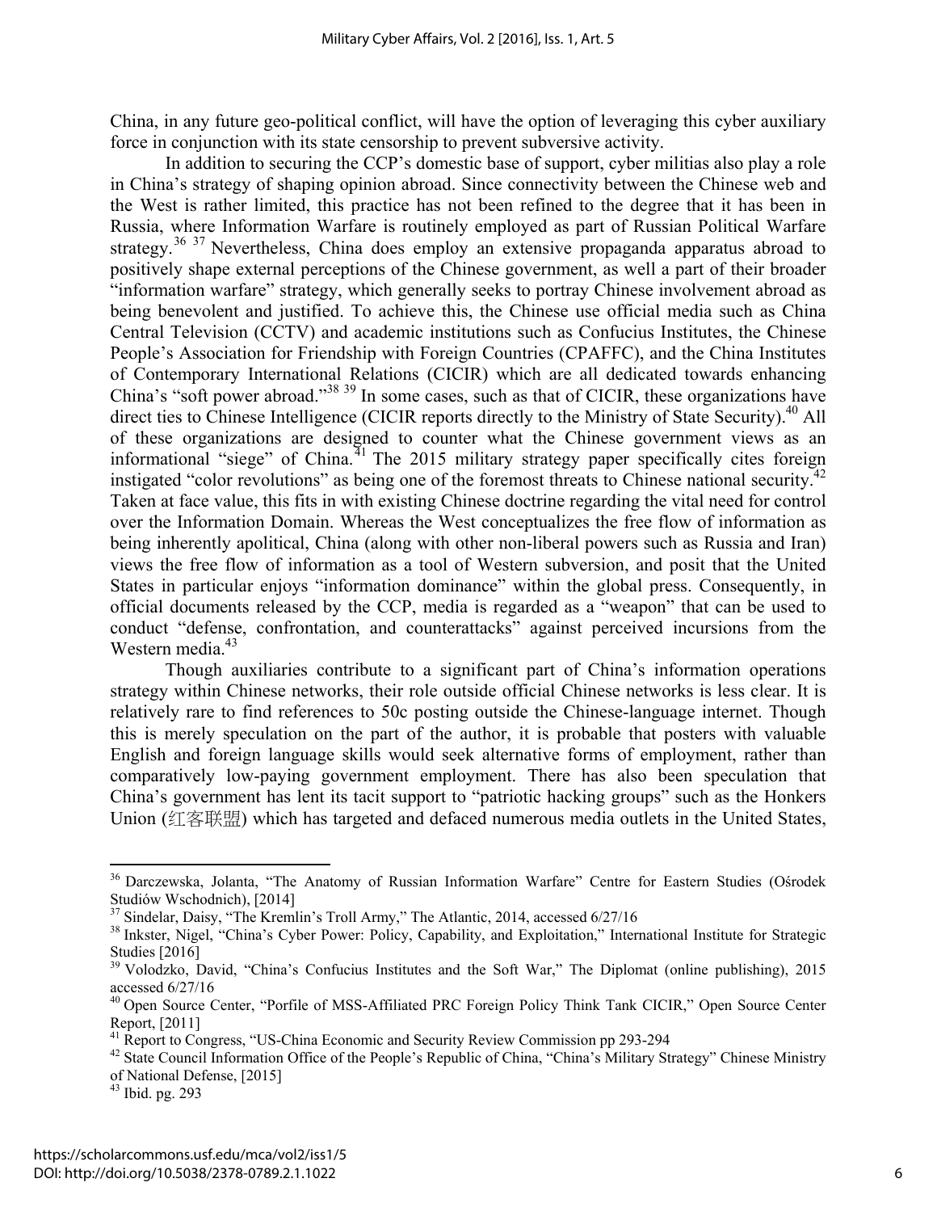China, in any future geo-political conflict, will have the option of leveraging this cyber auxiliary force in conjunction with its state censorship to prevent subversive activity.

In addition to securing the CCP's domestic base of support, cyber militias also play a role in China's strategy of shaping opinion abroad. Since connectivity between the Chinese web and the West is rather limited, this practice has not been refined to the degree that it has been in Russia, where Information Warfare is routinely employed as part of Russian Political Warfare strategy.[36] [37] Nevertheless, China does employ an extensive propaganda apparatus abroad to positively shape external perceptions of the Chinese government, as well a part of their broader "information warfare" strategy, which generally seeks to portray Chinese involvement abroad as being benevolent and justified. To achieve this, the Chinese use official media such as China Central Television (CCTV) and academic institutions such as Confucius Institutes, the Chinese People's Association for Friendship with Foreign Countries (CPAFFC), and the China Institutes of Contemporary International Relations (CICIR) which are all dedicated towards enhancing China's "soft power abroad."[38] [39] In some cases, such as that of CICIR, these organizations have direct ties to Chinese Intelligence (CICIR reports directly to the Ministry of State Security).[40] All of these organizations are designed to counter what the Chinese government views as an informational "siege" of China.[41] The 2015 military strategy paper specifically cites foreign instigated "color revolutions" as being one of the foremost threats to Chinese national security.[42] Taken at face value, this fits in with existing Chinese doctrine regarding the vital need for control over the Information Domain. Whereas the West conceptualizes the free flow of information as being inherently apolitical, China (along with other non-liberal powers such as Russia and Iran) views the free flow of information as a tool of Western subversion, and posit that the United States in particular enjoys "information dominance" within the global press. Consequently, in official documents released by the CCP, media is regarded as a "weapon" that can be used to conduct "defense, confrontation, and counterattacks" against perceived incursions from the Western media.[43]

Though auxiliaries contribute to a significant part of China's information operations strategy within Chinese networks, their role outside official Chinese networks is less clear. It is relatively rare to find references to 50c posting outside the Chinese-language internet. Though this is merely speculation on the part of the author, it is probable that posters with valuable English and foreign language skills would seek alternative forms of employment, rather than comparatively low-paying government employment. There has also been speculation that China's government has lent its tacit support to "patriotic hacking groups" such as the Honkers Union (红客联盟) which has targeted and defaced numerous media outlets in the United States,

---

[36] Darczewska, Jolanta, "The Anatomy of Russian Information Warfare" Centre for Eastern Studies (Ośrodek Studiów Wschodnich), [2014]

[37] Sindelar, Daisy, "The Kremlin's Troll Army," The Atlantic, 2014, accessed 6/27/16

[38] Inkster, Nigel, "China's Cyber Power: Policy, Capability, and Exploitation," International Institute for Strategic Studies [2016]

[39] Volodzko, David, "China's Confucius Institutes and the Soft War," The Diplomat (online publishing), 2015 accessed 6/27/16

[40] Open Source Center, "Porfile of MSS-Affiliated PRC Foreign Policy Think Tank CICIR," Open Source Center Report, [2011]

[41] Report to Congress, "US-China Economic and Security Review Commission pp 293-294

[42] State Council Information Office of the People's Republic of China, "China's Military Strategy" Chinese Ministry of National Defense, [2015]

[43] Ibid. pg. 293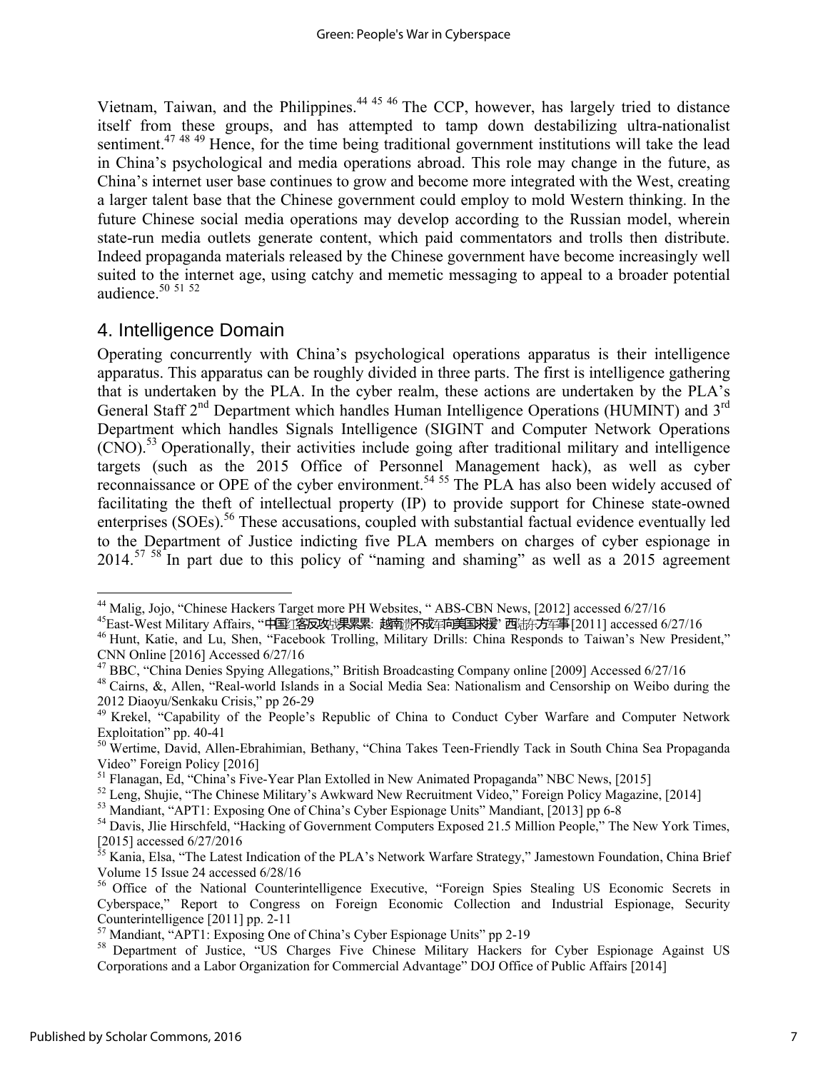Vietnam, Taiwan, and the Philippines.[44] [45] [46] The CCP, however, has largely tried to distance itself from these groups, and has attempted to tamp down destabilizing ultra-nationalist sentiment.[47] [48] [49] Hence, for the time being traditional government institutions will take the lead in China's psychological and media operations abroad. This role may change in the future, as China's internet user base continues to grow and become more integrated with the West, creating a larger talent base that the Chinese government could employ to mold Western thinking. In the future Chinese social media operations may develop according to the Russian model, wherein state-run media outlets generate content, which paid commentators and trolls then distribute. Indeed propaganda materials released by the Chinese government have become increasingly well suited to the internet age, using catchy and memetic messaging to appeal to a broader potential audience.[50] [51] [52]

## 4. Intelligence Domain

Operating concurrently with China's psychological operations apparatus is their intelligence apparatus. This apparatus can be roughly divided in three parts. The first is intelligence gathering that is undertaken by the PLA. In the cyber realm, these actions are undertaken by the PLA's General Staff 2nd Department which handles Human Intelligence Operations (HUMINT) and 3rd Department which handles Signals Intelligence (SIGINT and Computer Network Operations (CNO).[53] Operationally, their activities include going after traditional military and intelligence targets (such as the 2015 Office of Personnel Management hack), as well as cyber reconnaissance or OPE of the cyber environment.[54] [55] The PLA has also been widely accused of facilitating the theft of intellectual property (IP) to provide support for Chinese state-owned enterprises (SOEs).[56] These accusations, coupled with substantial factual evidence eventually led to the Department of Justice indicting five PLA members on charges of cyber espionage in 2014.[57] [58] In part due to this policy of "naming and shaming" as well as a 2015 agreement

---

[44] Malig, Jojo, "Chinese Hackers Target more PH Websites, " ABS-CBN News, [2012] accessed 6/27/16

[45] East-West Military Affairs, "中国红客反攻战果累累: 越南谴不成转向美国求援" 西陆东方军事 [2011] accessed 6/27/16

[46] Hunt, Katie, and Lu, Shen, "Facebook Trolling, Military Drills: China Responds to Taiwan's New President," CNN Online [2016] Accessed 6/27/16

[47] BBC, "China Denies Spying Allegations," British Broadcasting Company online [2009] Accessed 6/27/16

[48] Cairns, &, Allen, "Real-world Islands in a Social Media Sea: Nationalism and Censorship on Weibo during the 2012 Diaoyu/Senkaku Crisis," pp 26-29

[49] Krekel, "Capability of the People's Republic of China to Conduct Cyber Warfare and Computer Network Exploitation" pp. 40-41

[50] Wertime, David, Allen-Ebrahimian, Bethany, "China Takes Teen-Friendly Tack in South China Sea Propaganda Video" Foreign Policy [2016]

[51] Flanagan, Ed, "China's Five-Year Plan Extolled in New Animated Propaganda" NBC News, [2015]

[52] Leng, Shujie, "The Chinese Military's Awkward New Recruitment Video," Foreign Policy Magazine, [2014]

[53] Mandiant, "APT1: Exposing One of China's Cyber Espionage Units" Mandiant, [2013] pp 6-8

[54] Davis, Jlie Hirschfeld, "Hacking of Government Computers Exposed 21.5 Million People," The New York Times, [2015] accessed 6/27/2016

[55] Kania, Elsa, "The Latest Indication of the PLA's Network Warfare Strategy," Jamestown Foundation, China Brief Volume 15 Issue 24 accessed 6/28/16

[56] Office of the National Counterintelligence Executive, "Foreign Spies Stealing US Economic Secrets in Cyberspace," Report to Congress on Foreign Economic Collection and Industrial Espionage, Security Counterintelligence [2011] pp. 2-11

[57] Mandiant, "APT1: Exposing One of China's Cyber Espionage Units" pp 2-19

[58] Department of Justice, "US Charges Five Chinese Military Hackers for Cyber Espionage Against US Corporations and a Labor Organization for Commercial Advantage" DOJ Office of Public Affairs [2014]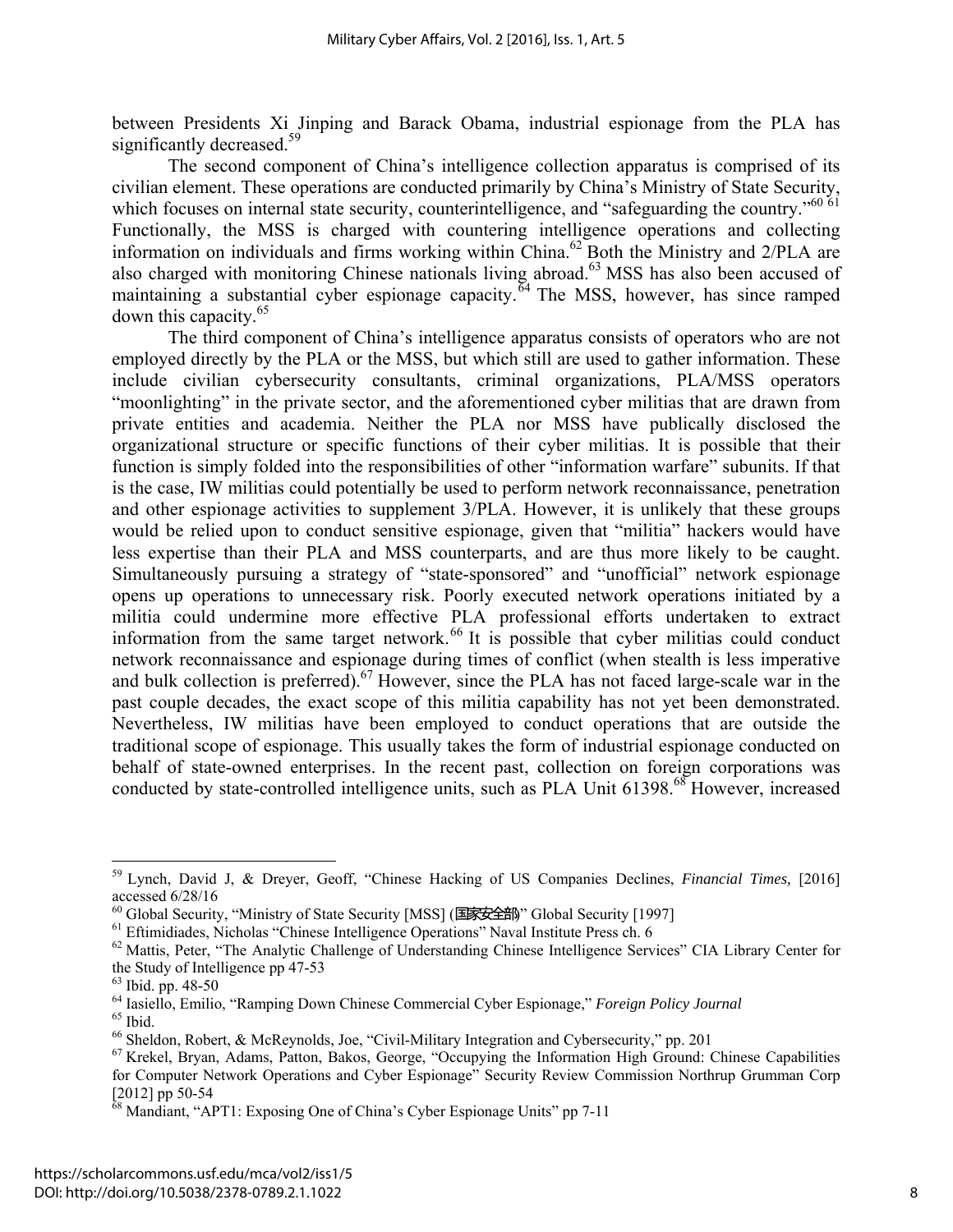between Presidents Xi Jinping and Barack Obama, industrial espionage from the PLA has significantly decreased.[59]

The second component of China's intelligence collection apparatus is comprised of its civilian element. These operations are conducted primarily by China's Ministry of State Security, which focuses on internal state security, counterintelligence, and "safeguarding the country."[60] [61] Functionally, the MSS is charged with countering intelligence operations and collecting information on individuals and firms working within China.[62] Both the Ministry and 2/PLA are also charged with monitoring Chinese nationals living abroad.[63] MSS has also been accused of maintaining a substantial cyber espionage capacity.[64] The MSS, however, has since ramped down this capacity.[65]

The third component of China's intelligence apparatus consists of operators who are not employed directly by the PLA or the MSS, but which still are used to gather information. These include civilian cybersecurity consultants, criminal organizations, PLA/MSS operators "moonlighting" in the private sector, and the aforementioned cyber militias that are drawn from private entities and academia. Neither the PLA nor MSS have publically disclosed the organizational structure or specific functions of their cyber militias. It is possible that their function is simply folded into the responsibilities of other "information warfare" subunits. If that is the case, IW militias could potentially be used to perform network reconnaissance, penetration and other espionage activities to supplement 3/PLA. However, it is unlikely that these groups would be relied upon to conduct sensitive espionage, given that "militia" hackers would have less expertise than their PLA and MSS counterparts, and are thus more likely to be caught. Simultaneously pursuing a strategy of "state-sponsored" and "unofficial" network espionage opens up operations to unnecessary risk. Poorly executed network operations initiated by a militia could undermine more effective PLA professional efforts undertaken to extract information from the same target network.[66] It is possible that cyber militias could conduct network reconnaissance and espionage during times of conflict (when stealth is less imperative and bulk collection is preferred).[67] However, since the PLA has not faced large-scale war in the past couple decades, the exact scope of this militia capability has not yet been demonstrated. Nevertheless, IW militias have been employed to conduct operations that are outside the traditional scope of espionage. This usually takes the form of industrial espionage conducted on behalf of state-owned enterprises. In the recent past, collection on foreign corporations was conducted by state-controlled intelligence units, such as PLA Unit 61398.[68] However, increased

---

[59] Lynch, David J, & Dreyer, Geoff, "Chinese Hacking of US Companies Declines, *Financial Times,* [2016] accessed 6/28/16

[60] Global Security, "Ministry of State Security [MSS] (国家安全部)" Global Security [1997]

[61] Eftimidiades, Nicholas "Chinese Intelligence Operations" Naval Institute Press ch. 6

[62] Mattis, Peter, "The Analytic Challenge of Understanding Chinese Intelligence Services" CIA Library Center for the Study of Intelligence pp 47-53

[63] Ibid. pp. 48-50

[64] Iasiello, Emilio, "Ramping Down Chinese Commercial Cyber Espionage," *Foreign Policy Journal*

[65] Ibid.

[66] Sheldon, Robert, & McReynolds, Joe, "Civil-Military Integration and Cybersecurity," pp. 201

[67] Krekel, Bryan, Adams, Patton, Bakos, George, "Occupying the Information High Ground: Chinese Capabilities for Computer Network Operations and Cyber Espionage" Security Review Commission Northrup Grumman Corp [2012] pp 50-54

[68] Mandiant, "APT1: Exposing One of China's Cyber Espionage Units" pp 7-11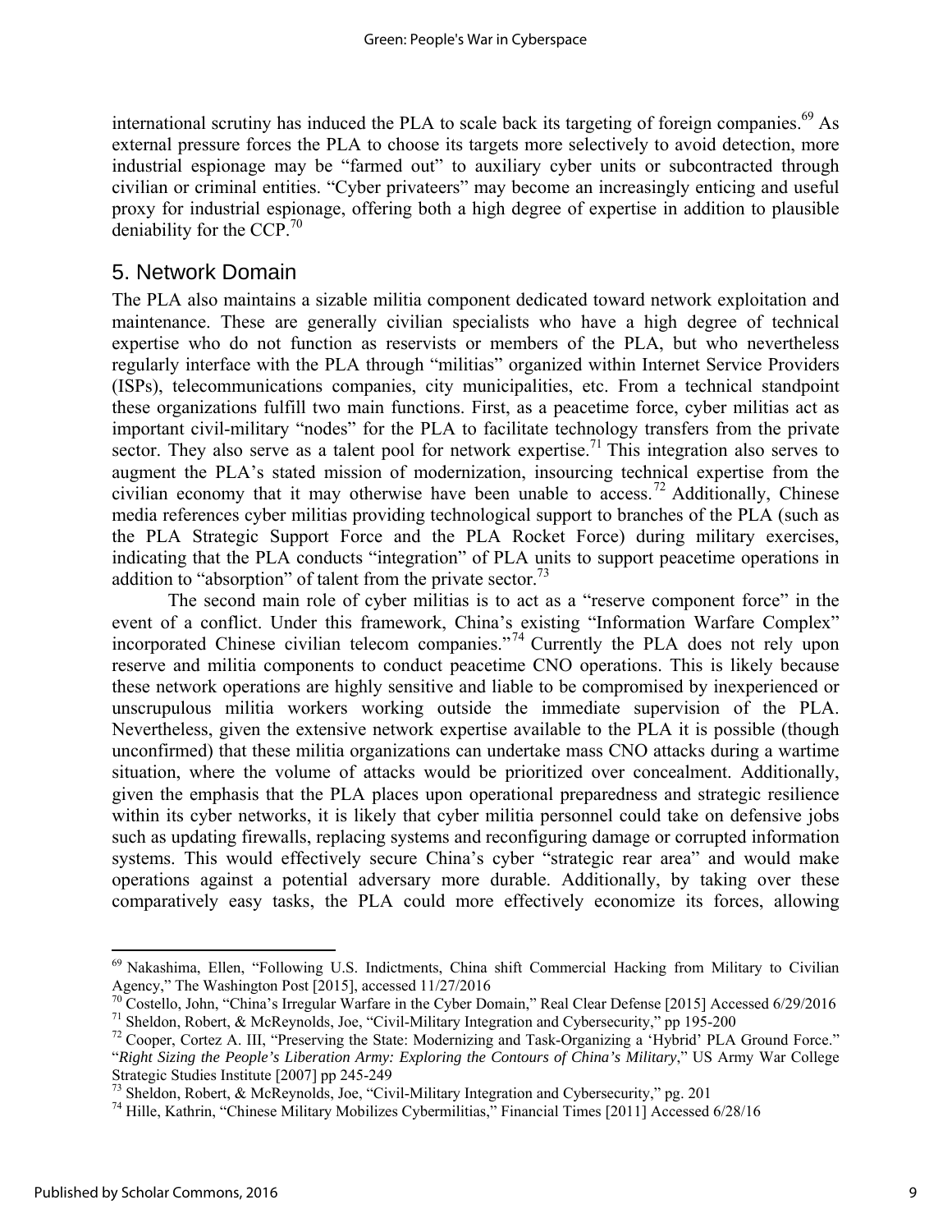international scrutiny has induced the PLA to scale back its targeting of foreign companies.[69] As external pressure forces the PLA to choose its targets more selectively to avoid detection, more industrial espionage may be "farmed out" to auxiliary cyber units or subcontracted through civilian or criminal entities. "Cyber privateers" may become an increasingly enticing and useful proxy for industrial espionage, offering both a high degree of expertise in addition to plausible deniability for the CCP.[70]

## 5. Network Domain

The PLA also maintains a sizable militia component dedicated toward network exploitation and maintenance. These are generally civilian specialists who have a high degree of technical expertise who do not function as reservists or members of the PLA, but who nevertheless regularly interface with the PLA through "militias" organized within Internet Service Providers (ISPs), telecommunications companies, city municipalities, etc. From a technical standpoint these organizations fulfill two main functions. First, as a peacetime force, cyber militias act as important civil-military "nodes" for the PLA to facilitate technology transfers from the private sector. They also serve as a talent pool for network expertise.[71] This integration also serves to augment the PLA's stated mission of modernization, insourcing technical expertise from the civilian economy that it may otherwise have been unable to access.[72] Additionally, Chinese media references cyber militias providing technological support to branches of the PLA (such as the PLA Strategic Support Force and the PLA Rocket Force) during military exercises, indicating that the PLA conducts "integration" of PLA units to support peacetime operations in addition to "absorption" of talent from the private sector.[73]

The second main role of cyber militias is to act as a "reserve component force" in the event of a conflict. Under this framework, China's existing "Information Warfare Complex" incorporated Chinese civilian telecom companies."[74] Currently the PLA does not rely upon reserve and militia components to conduct peacetime CNO operations. This is likely because these network operations are highly sensitive and liable to be compromised by inexperienced or unscrupulous militia workers working outside the immediate supervision of the PLA. Nevertheless, given the extensive network expertise available to the PLA it is possible (though unconfirmed) that these militia organizations can undertake mass CNO attacks during a wartime situation, where the volume of attacks would be prioritized over concealment. Additionally, given the emphasis that the PLA places upon operational preparedness and strategic resilience within its cyber networks, it is likely that cyber militia personnel could take on defensive jobs such as updating firewalls, replacing systems and reconfiguring damage or corrupted information systems. This would effectively secure China's cyber "strategic rear area" and would make operations against a potential adversary more durable. Additionally, by taking over these comparatively easy tasks, the PLA could more effectively economize its forces, allowing

---

[69] Nakashima, Ellen, "Following U.S. Indictments, China shift Commercial Hacking from Military to Civilian Agency," The Washington Post [2015], accessed 11/27/2016

[70] Costello, John, "China's Irregular Warfare in the Cyber Domain," Real Clear Defense [2015] Accessed 6/29/2016

[71] Sheldon, Robert, & McReynolds, Joe, "Civil-Military Integration and Cybersecurity," pp 195-200

[72] Cooper, Cortez A. III, "Preserving the State: Modernizing and Task-Organizing a 'Hybrid' PLA Ground Force." "*Right Sizing the People's Liberation Army: Exploring the Contours of China's Military*," US Army War College Strategic Studies Institute [2007] pp 245-249

[73] Sheldon, Robert, & McReynolds, Joe, "Civil-Military Integration and Cybersecurity," pg. 201

[74] Hille, Kathrin, "Chinese Military Mobilizes Cybermilitias," Financial Times [2011] Accessed 6/28/16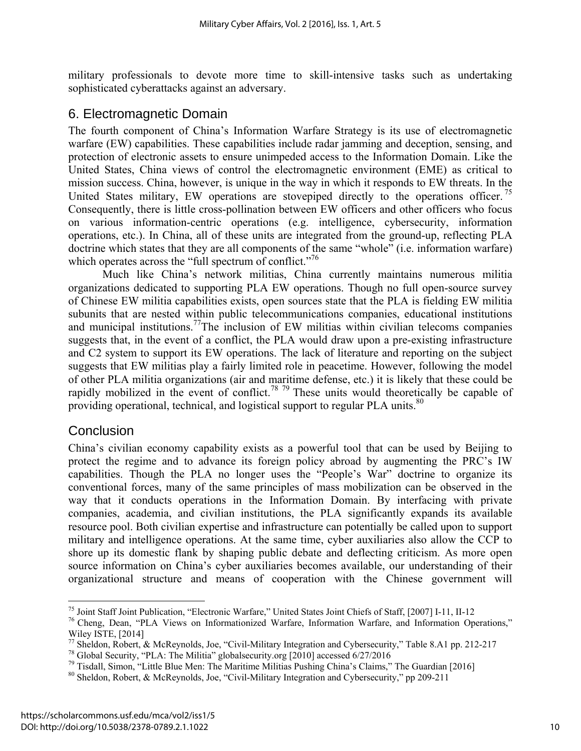military professionals to devote more time to skill-intensive tasks such as undertaking sophisticated cyberattacks against an adversary.

## 6. Electromagnetic Domain

The fourth component of China's Information Warfare Strategy is its use of electromagnetic warfare (EW) capabilities. These capabilities include radar jamming and deception, sensing, and protection of electronic assets to ensure unimpeded access to the Information Domain. Like the United States, China views of control the electromagnetic environment (EME) as critical to mission success. China, however, is unique in the way in which it responds to EW threats. In the United States military, EW operations are stovepiped directly to the operations officer.[75] Consequently, there is little cross-pollination between EW officers and other officers who focus on various information-centric operations (e.g. intelligence, cybersecurity, information operations, etc.). In China, all of these units are integrated from the ground-up, reflecting PLA doctrine which states that they are all components of the same "whole" (i.e. information warfare) which operates across the "full spectrum of conflict."[76]

Much like China's network militias, China currently maintains numerous militia organizations dedicated to supporting PLA EW operations. Though no full open-source survey of Chinese EW militia capabilities exists, open sources state that the PLA is fielding EW militia subunits that are nested within public telecommunications companies, educational institutions and municipal institutions.[77]The inclusion of EW militias within civilian telecoms companies suggests that, in the event of a conflict, the PLA would draw upon a pre-existing infrastructure and C2 system to support its EW operations. The lack of literature and reporting on the subject suggests that EW militias play a fairly limited role in peacetime. However, following the model of other PLA militia organizations (air and maritime defense, etc.) it is likely that these could be rapidly mobilized in the event of conflict.[78] [79] These units would theoretically be capable of providing operational, technical, and logistical support to regular PLA units.[80]

## Conclusion

China's civilian economy capability exists as a powerful tool that can be used by Beijing to protect the regime and to advance its foreign policy abroad by augmenting the PRC's IW capabilities. Though the PLA no longer uses the "People's War" doctrine to organize its conventional forces, many of the same principles of mass mobilization can be observed in the way that it conducts operations in the Information Domain. By interfacing with private companies, academia, and civilian institutions, the PLA significantly expands its available resource pool. Both civilian expertise and infrastructure can potentially be called upon to support military and intelligence operations. At the same time, cyber auxiliaries also allow the CCP to shore up its domestic flank by shaping public debate and deflecting criticism. As more open source information on China's cyber auxiliaries becomes available, our understanding of their organizational structure and means of cooperation with the Chinese government will

---

[75] Joint Staff Joint Publication, "Electronic Warfare," United States Joint Chiefs of Staff, [2007] I-11, II-12

[76] Cheng, Dean, "PLA Views on Informationized Warfare, Information Warfare, and Information Operations," Wiley ISTE, [2014]

[77] Sheldon, Robert, & McReynolds, Joe, "Civil-Military Integration and Cybersecurity," Table 8.A1 pp. 212-217

[78] Global Security, "PLA: The Militia" globalsecurity.org [2010] accessed 6/27/2016

[79] Tisdall, Simon, "Little Blue Men: The Maritime Militias Pushing China's Claims," The Guardian [2016]

[80] Sheldon, Robert, & McReynolds, Joe, "Civil-Military Integration and Cybersecurity," pp 209-211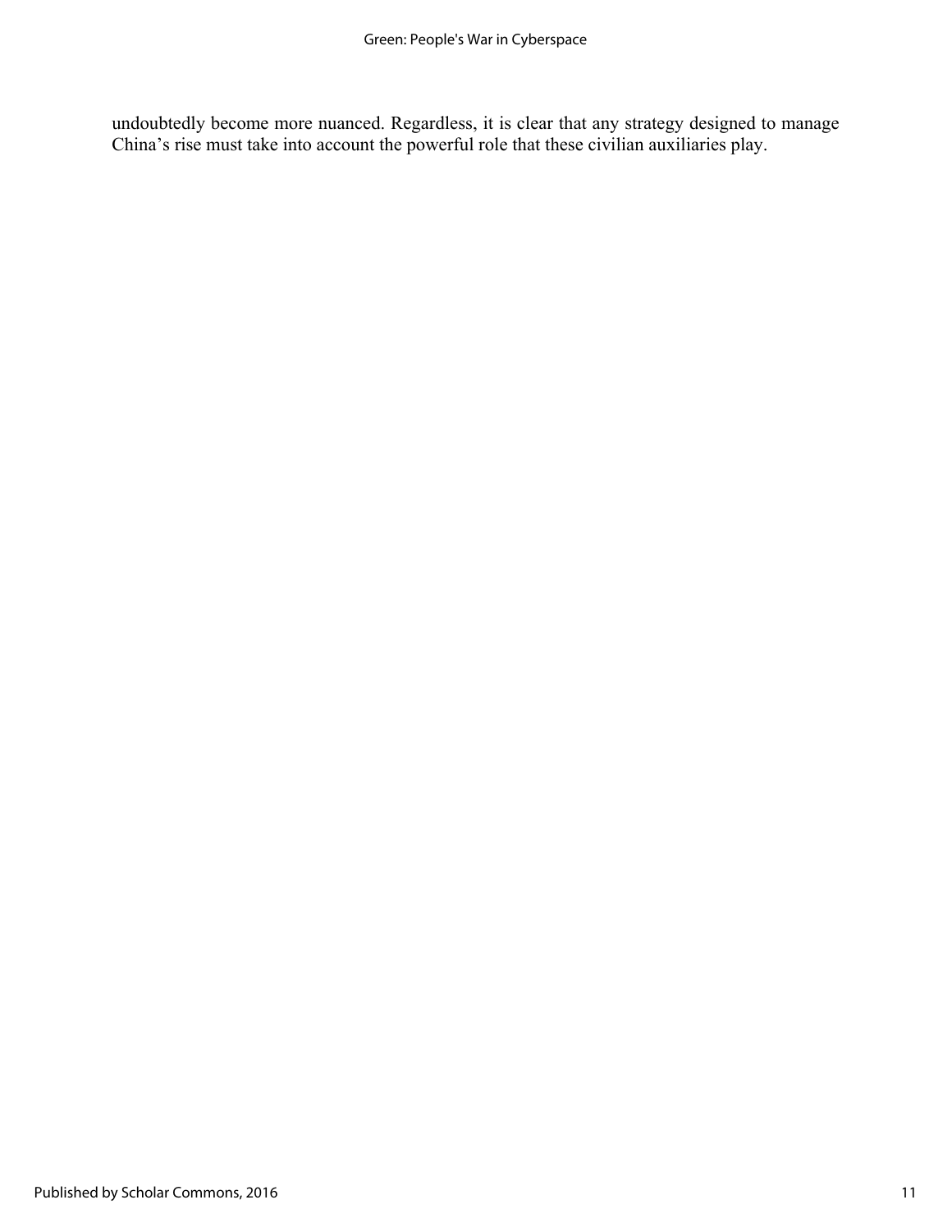undoubtedly become more nuanced. Regardless, it is clear that any strategy designed to manage China's rise must take into account the powerful role that these civilian auxiliaries play.